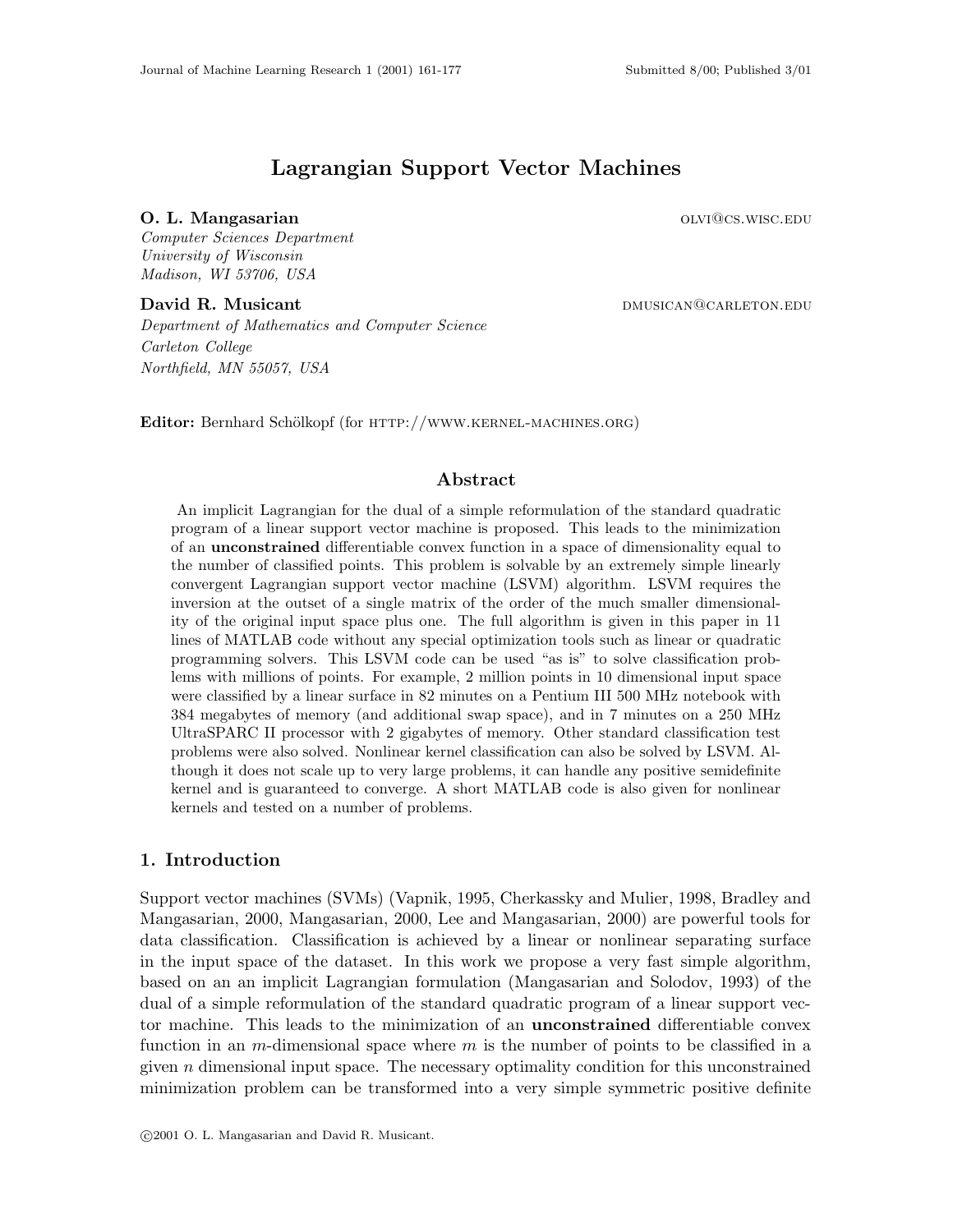# Lagrangian Support Vector Machines

**O. L. Mangasarian** OLVI@CS.WISC.EDU
*Computer Sciences Department*
*University of Wisconsin*
*Madison, WI 53706, USA*

**David R. Musicant** DMUSICAN@CARLETON.EDU
*Department of Mathematics and Computer Science*
*Carleton College*
*Northfield, MN 55057, USA*

**Editor:** Bernhard Schölkopf (for HTTP://WWW.KERNEL-MACHINES.ORG)

## Abstract

An implicit Lagrangian for the dual of a simple reformulation of the standard quadratic program of a linear support vector machine is proposed. This leads to the minimization of an **unconstrained** differentiable convex function in a space of dimensionality equal to the number of classified points. This problem is solvable by an extremely simple linearly convergent Lagrangian support vector machine (LSVM) algorithm. LSVM requires the inversion at the outset of a single matrix of the order of the much smaller dimensionality of the original input space plus one. The full algorithm is given in this paper in 11 lines of MATLAB code without any special optimization tools such as linear or quadratic programming solvers. This LSVM code can be used "as is" to solve classification problems with millions of points. For example, 2 million points in 10 dimensional input space were classified by a linear surface in 82 minutes on a Pentium III 500 MHz notebook with 384 megabytes of memory (and additional swap space), and in 7 minutes on a 250 MHz UltraSPARC II processor with 2 gigabytes of memory. Other standard classification test problems were also solved. Nonlinear kernel classification can also be solved by LSVM. Although it does not scale up to very large problems, it can handle any positive semidefinite kernel and is guaranteed to converge. A short MATLAB code is also given for nonlinear kernels and tested on a number of problems.

## 1. Introduction

Support vector machines (SVMs) (Vapnik, 1995, Cherkassky and Mulier, 1998, Bradley and Mangasarian, 2000, Mangasarian, 2000, Lee and Mangasarian, 2000) are powerful tools for data classification. Classification is achieved by a linear or nonlinear separating surface in the input space of the dataset. In this work we propose a very fast simple algorithm, based on an an implicit Lagrangian formulation (Mangasarian and Solodov, 1993) of the dual of a simple reformulation of the standard quadratic program of a linear support vector machine. This leads to the minimization of an **unconstrained** differentiable convex function in an $m$-dimensional space where $m$ is the number of points to be classified in a given $n$ dimensional input space. The necessary optimality condition for this unconstrained minimization problem can be transformed into a very simple symmetric positive definite

©2001 O. L. Mangasarian and David R. Musicant.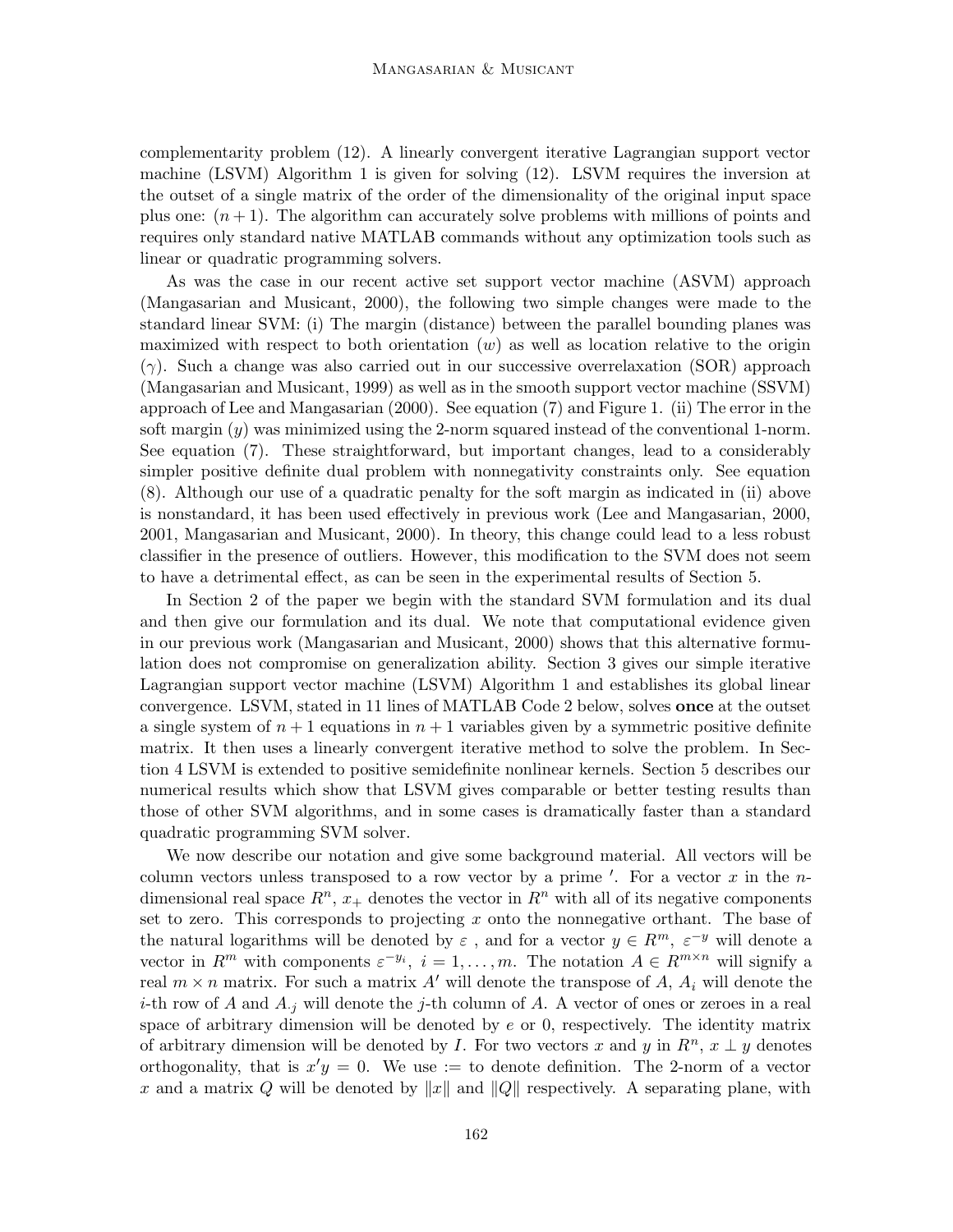complementarity problem (12). A linearly convergent iterative Lagrangian support vector machine (LSVM) Algorithm 1 is given for solving (12). LSVM requires the inversion at the outset of a single matrix of the order of the dimensionality of the original input space plus one: $(n+1)$. The algorithm can accurately solve problems with millions of points and requires only standard native MATLAB commands without any optimization tools such as linear or quadratic programming solvers.

As was the case in our recent active set support vector machine (ASVM) approach (Mangasarian and Musicant, 2000), the following two simple changes were made to the standard linear SVM: (i) The margin (distance) between the parallel bounding planes was maximized with respect to both orientation $(w)$ as well as location relative to the origin $(\gamma)$. Such a change was also carried out in our successive overrelaxation (SOR) approach (Mangasarian and Musicant, 1999) as well as in the smooth support vector machine (SSVM) approach of Lee and Mangasarian (2000). See equation (7) and Figure 1. (ii) The error in the soft margin $(y)$ was minimized using the 2-norm squared instead of the conventional 1-norm. See equation (7). These straightforward, but important changes, lead to a considerably simpler positive definite dual problem with nonnegativity constraints only. See equation (8). Although our use of a quadratic penalty for the soft margin as indicated in (ii) above is nonstandard, it has been used effectively in previous work (Lee and Mangasarian, 2000, 2001, Mangasarian and Musicant, 2000). In theory, this change could lead to a less robust classifier in the presence of outliers. However, this modification to the SVM does not seem to have a detrimental effect, as can be seen in the experimental results of Section 5.

In Section 2 of the paper we begin with the standard SVM formulation and its dual and then give our formulation and its dual. We note that computational evidence given in our previous work (Mangasarian and Musicant, 2000) shows that this alternative formulation does not compromise on generalization ability. Section 3 gives our simple iterative Lagrangian support vector machine (LSVM) Algorithm 1 and establishes its global linear convergence. LSVM, stated in 11 lines of MATLAB Code 2 below, solves **once** at the outset a single system of $n+1$ equations in $n+1$ variables given by a symmetric positive definite matrix. It then uses a linearly convergent iterative method to solve the problem. In Section 4 LSVM is extended to positive semidefinite nonlinear kernels. Section 5 describes our numerical results which show that LSVM gives comparable or better testing results than those of other SVM algorithms, and in some cases is dramatically faster than a standard quadratic programming SVM solver.

We now describe our notation and give some background material. All vectors will be column vectors unless transposed to a row vector by a prime $'$. For a vector $x$ in the $n$-dimensional real space $R^n$, $x_+$ denotes the vector in $R^n$ with all of its negative components set to zero. This corresponds to projecting $x$ onto the nonnegative orthant. The base of the natural logarithms will be denoted by $\varepsilon$ , and for a vector $y \in R^m$, $\varepsilon^{-y}$ will denote a vector in $R^m$ with components $\varepsilon^{-y_i}$, $i = 1, \ldots, m$. The notation $A \in R^{m \times n}$ will signify a real $m \times n$ matrix. For such a matrix $A'$ will denote the transpose of $A$, $A_i$ will denote the $i$-th row of $A$ and $A_{\cdot j}$ will denote the $j$-th column of $A$. A vector of ones or zeroes in a real space of arbitrary dimension will be denoted by $e$ or $0$, respectively. The identity matrix of arbitrary dimension will be denoted by $I$. For two vectors $x$ and $y$ in $R^n$, $x \perp y$ denotes orthogonality, that is $x'y = 0$. We use $:=$ to denote definition. The 2-norm of a vector $x$ and a matrix $Q$ will be denoted by $\|x\|$ and $\|Q\|$ respectively. A separating plane, with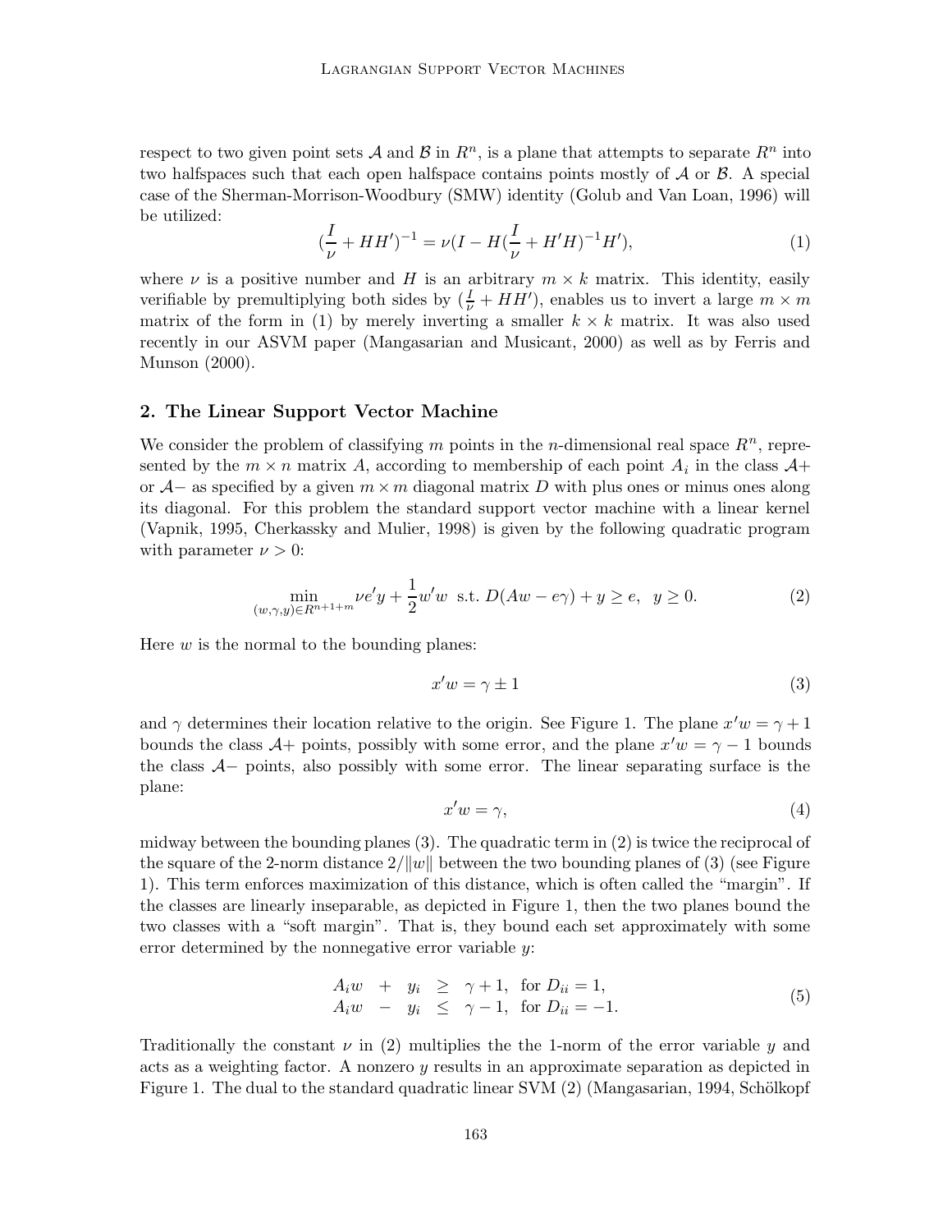respect to two given point sets $\mathcal{A}$ and $\mathcal{B}$ in $R^n$, is a plane that attempts to separate $R^n$ into two halfspaces such that each open halfspace contains points mostly of $\mathcal{A}$ or $\mathcal{B}$. A special case of the Sherman-Morrison-Woodbury (SMW) identity (Golub and Van Loan, 1996) will be utilized:

$$(\frac{I}{\nu} + HH')^{-1} = \nu(I - H(\frac{I}{\nu} + H'H)^{-1}H'), \tag{1}$$

where $\nu$ is a positive number and $H$ is an arbitrary $m \times k$ matrix. This identity, easily verifiable by premultiplying both sides by $(\frac{I}{\nu} + HH')$, enables us to invert a large $m \times m$ matrix of the form in (1) by merely inverting a smaller $k \times k$ matrix. It was also used recently in our ASVM paper (Mangasarian and Musicant, 2000) as well as by Ferris and Munson (2000).

## 2. The Linear Support Vector Machine

We consider the problem of classifying $m$ points in the $n$-dimensional real space $R^n$, represented by the $m \times n$ matrix $A$, according to membership of each point $A_i$ in the class $\mathcal{A}+$ or $\mathcal{A}-$ as specified by a given $m \times m$ diagonal matrix $D$ with plus ones or minus ones along its diagonal. For this problem the standard support vector machine with a linear kernel (Vapnik, 1995, Cherkassky and Mulier, 1998) is given by the following quadratic program with parameter $\nu > 0$:

$$\min_{(w,\gamma,y)\in R^{n+1+m}} \nu e'y + \frac{1}{2}w'w \ \text{ s.t. } D(Aw - e\gamma) + y \geq e, \ \ y \geq 0. \tag{2}$$

Here $w$ is the normal to the bounding planes:

$$x'w = \gamma \pm 1 \tag{3}$$

and $\gamma$ determines their location relative to the origin. See Figure 1. The plane $x'w = \gamma + 1$ bounds the class $\mathcal{A}+$ points, possibly with some error, and the plane $x'w = \gamma - 1$ bounds the class $\mathcal{A}-$ points, also possibly with some error. The linear separating surface is the plane:

$$x'w = \gamma, \tag{4}$$

midway between the bounding planes (3). The quadratic term in (2) is twice the reciprocal of the square of the 2-norm distance $2/\|w\|$ between the two bounding planes of (3) (see Figure 1). This term enforces maximization of this distance, which is often called the "margin". If the classes are linearly inseparable, as depicted in Figure 1, then the two planes bound the two classes with a "soft margin". That is, they bound each set approximately with some error determined by the nonnegative error variable $y$:

$$\begin{array}{lllll} A_i w & + & y_i & \geq & \gamma + 1, \ \text{ for } D_{ii} = 1, \\ A_i w & - & y_i & \leq & \gamma - 1, \ \text{ for } D_{ii} = -1. \end{array} \tag{5}$$

Traditionally the constant $\nu$ in (2) multiplies the the 1-norm of the error variable $y$ and acts as a weighting factor. A nonzero $y$ results in an approximate separation as depicted in Figure 1. The dual to the standard quadratic linear SVM (2) (Mangasarian, 1994, Schölkopf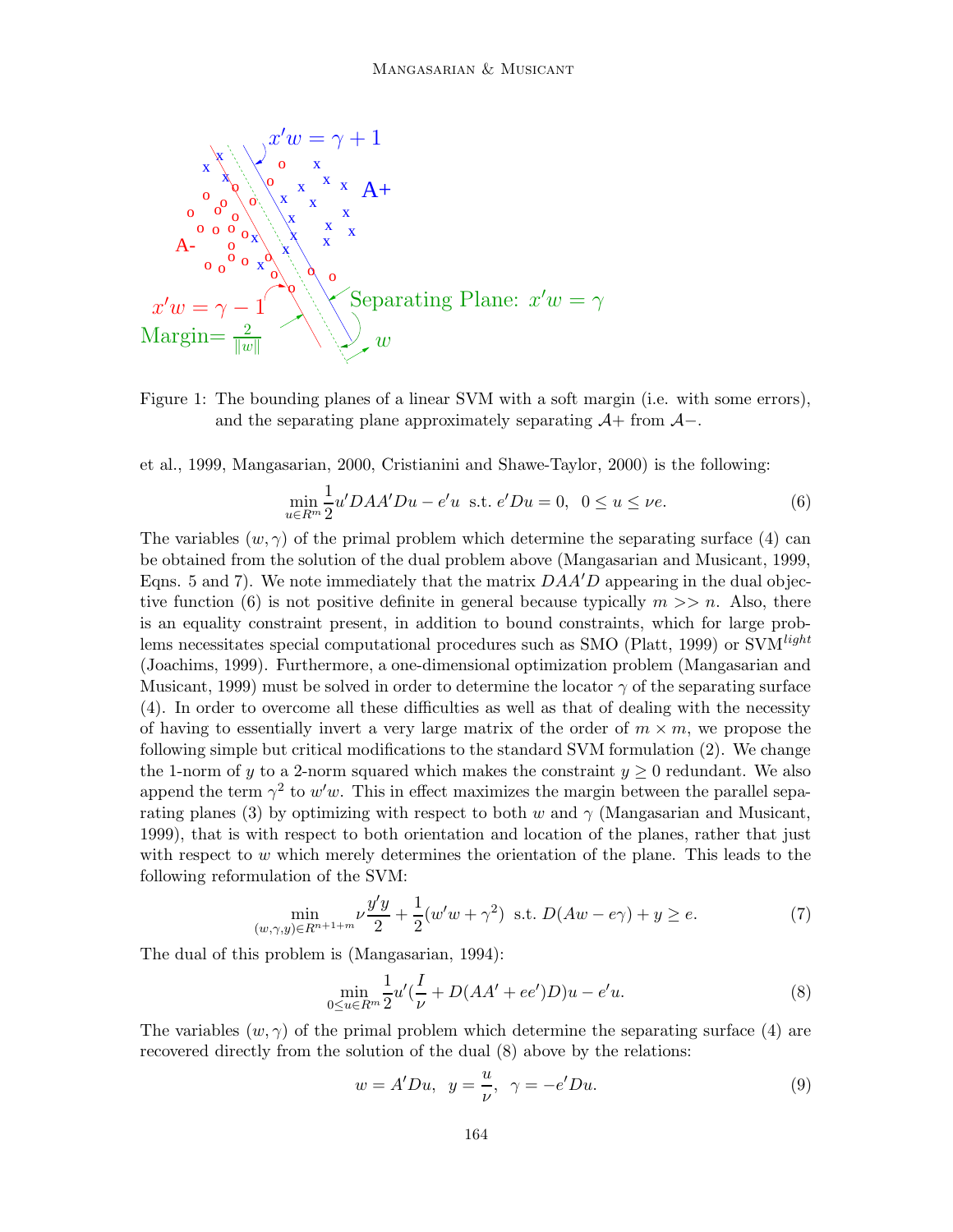Figure 1: The bounding planes of a linear SVM with a soft margin (i.e. with some errors), and the separating plane approximately separating $\mathcal{A}+$ from $\mathcal{A}-$.

et al., 1999, Mangasarian, 2000, Cristianini and Shawe-Taylor, 2000) is the following:

$$\min_{u \in R^m} \frac{1}{2} u' DAA'Du - e'u \;\text{ s.t. } e'Du = 0, \;\; 0 \leq u \leq \nu e. \tag{6}$$

The variables $(w, \gamma)$ of the primal problem which determine the separating surface (4) can be obtained from the solution of the dual problem above (Mangasarian and Musicant, 1999, Eqns. 5 and 7). We note immediately that the matrix $DAA'D$ appearing in the dual objective function (6) is not positive definite in general because typically $m >> n$. Also, there is an equality constraint present, in addition to bound constraints, which for large problems necessitates special computational procedures such as SMO (Platt, 1999) or SVM$^{light}$ (Joachims, 1999). Furthermore, a one-dimensional optimization problem (Mangasarian and Musicant, 1999) must be solved in order to determine the locator $\gamma$ of the separating surface (4). In order to overcome all these difficulties as well as that of dealing with the necessity of having to essentially invert a very large matrix of the order of $m \times m$, we propose the following simple but critical modifications to the standard SVM formulation (2). We change the 1-norm of $y$ to a 2-norm squared which makes the constraint $y \geq 0$ redundant. We also append the term $\gamma^2$ to $w'w$. This in effect maximizes the margin between the parallel separating planes (3) by optimizing with respect to both $w$ and $\gamma$ (Mangasarian and Musicant, 1999), that is with respect to both orientation and location of the planes, rather that just with respect to $w$ which merely determines the orientation of the plane. This leads to the following reformulation of the SVM:

$$\min_{(w,\gamma,y) \in R^{n+1+m}} \nu \frac{y'y}{2} + \frac{1}{2}(w'w + \gamma^2) \;\text{ s.t. } D(Aw - e\gamma) + y \geq e. \tag{7}$$

The dual of this problem is (Mangasarian, 1994):

$$\min_{0 \leq u \in R^m} \frac{1}{2} u' (\frac{I}{\nu} + D(AA' + ee')D)u - e'u. \tag{8}$$

The variables $(w, \gamma)$ of the primal problem which determine the separating surface (4) are recovered directly from the solution of the dual (8) above by the relations:

$$w = A'Du, \;\; y = \frac{u}{\nu}, \;\; \gamma = -e'Du. \tag{9}$$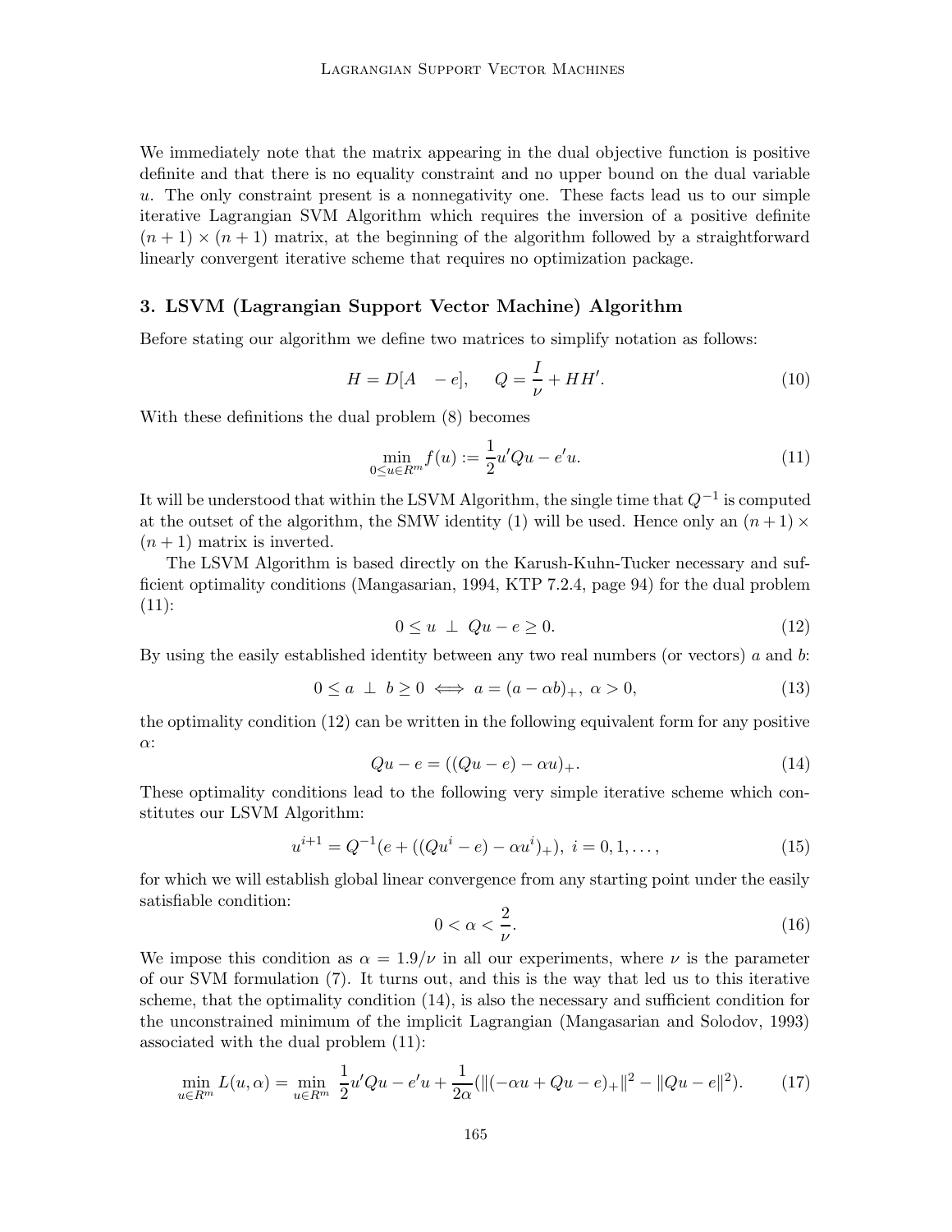We immediately note that the matrix appearing in the dual objective function is positive definite and that there is no equality constraint and no upper bound on the dual variable $u$. The only constraint present is a nonnegativity one. These facts lead us to our simple iterative Lagrangian SVM Algorithm which requires the inversion of a positive definite $(n+1) \times (n+1)$ matrix, at the beginning of the algorithm followed by a straightforward linearly convergent iterative scheme that requires no optimization package.

## 3. LSVM (Lagrangian Support Vector Machine) Algorithm

Before stating our algorithm we define two matrices to simplify notation as follows:

$$H = D[A \quad -e], \qquad Q = \frac{I}{\nu} + HH'. \tag{10}$$

With these definitions the dual problem (8) becomes

$$\min_{0 \leq u \in R^m} f(u) := \frac{1}{2}u'Qu - e'u. \tag{11}$$

It will be understood that within the LSVM Algorithm, the single time that $Q^{-1}$ is computed at the outset of the algorithm, the SMW identity (1) will be used. Hence only an $(n+1) \times (n+1)$ matrix is inverted.

The LSVM Algorithm is based directly on the Karush-Kuhn-Tucker necessary and sufficient optimality conditions (Mangasarian, 1994, KTP 7.2.4, page 94) for the dual problem (11):

$$0 \leq u \ \perp \ Qu - e \geq 0. \tag{12}$$

By using the easily established identity between any two real numbers (or vectors) $a$ and $b$:

$$0 \leq a \ \perp \ b \geq 0 \iff a = (a - \alpha b)_+, \ \alpha > 0, \tag{13}$$

the optimality condition (12) can be written in the following equivalent form for any positive $\alpha$:

$$Qu - e = ((Qu - e) - \alpha u)_+. \tag{14}$$

These optimality conditions lead to the following very simple iterative scheme which constitutes our LSVM Algorithm:

$$u^{i+1} = Q^{-1}(e + ((Qu^i - e) - \alpha u^i)_+), \ i = 0, 1, \ldots, \tag{15}$$

for which we will establish global linear convergence from any starting point under the easily satisfiable condition:

$$0 < \alpha < \frac{2}{\nu}. \tag{16}$$

We impose this condition as $\alpha = 1.9/\nu$ in all our experiments, where $\nu$ is the parameter of our SVM formulation (7). It turns out, and this is the way that led us to this iterative scheme, that the optimality condition (14), is also the necessary and sufficient condition for the unconstrained minimum of the implicit Lagrangian (Mangasarian and Solodov, 1993) associated with the dual problem (11):

$$\min_{u \in R^m} L(u, \alpha) = \min_{u \in R^m} \ \frac{1}{2}u'Qu - e'u + \frac{1}{2\alpha}(\|(-\alpha u + Qu - e)_+\|^2 - \|Qu - e\|^2). \tag{17}$$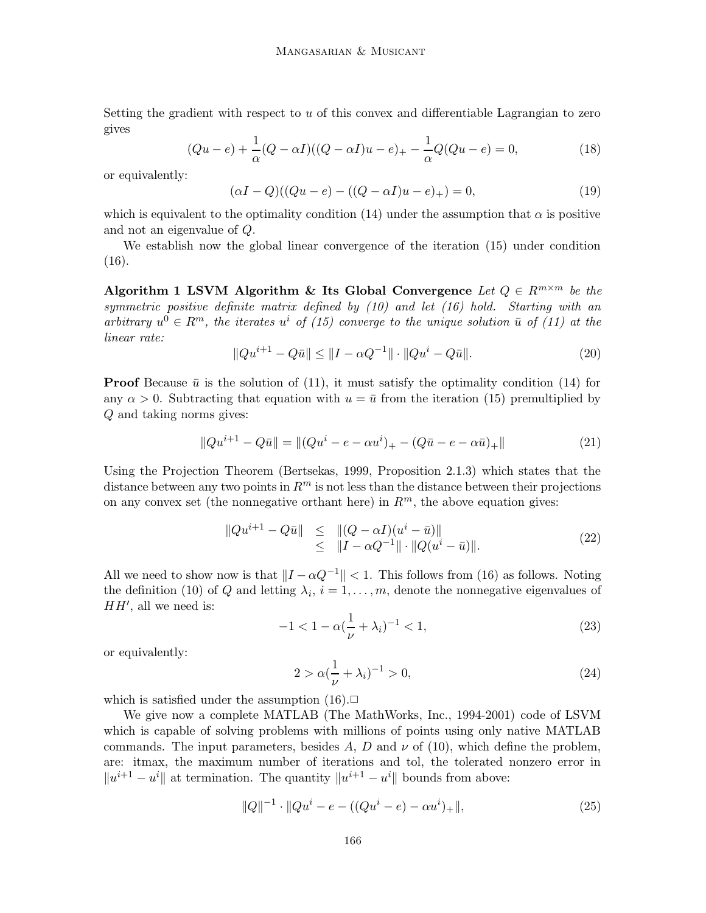Setting the gradient with respect to $u$ of this convex and differentiable Lagrangian to zero gives

$$(Qu - e) + \frac{1}{\alpha}(Q - \alpha I)((Q - \alpha I)u - e)_+ - \frac{1}{\alpha}Q(Qu - e) = 0, \tag{18}$$

or equivalently:

$$(\alpha I - Q)((Qu - e) - ((Q - \alpha I)u - e)_+) = 0, \tag{19}$$

which is equivalent to the optimality condition (14) under the assumption that $\alpha$ is positive and not an eigenvalue of $Q$.

We establish now the global linear convergence of the iteration (15) under condition (16).

**Algorithm 1 LSVM Algorithm & Its Global Convergence** *Let $Q \in R^{m \times m}$ be the symmetric positive definite matrix defined by (10) and let (16) hold. Starting with an arbitrary $u^0 \in R^m$, the iterates $u^i$ of (15) converge to the unique solution $\bar{u}$ of (11) at the linear rate:*

$$\|Qu^{i+1} - Q\bar{u}\| \leq \|I - \alpha Q^{-1}\| \cdot \|Qu^i - Q\bar{u}\|. \tag{20}$$

**Proof** Because $\bar{u}$ is the solution of (11), it must satisfy the optimality condition (14) for any $\alpha > 0$. Subtracting that equation with $u = \bar{u}$ from the iteration (15) premultiplied by $Q$ and taking norms gives:

$$\|Qu^{i+1} - Q\bar{u}\| = \|(Qu^i - e - \alpha u^i)_+ - (Q\bar{u} - e - \alpha\bar{u})_+\| \tag{21}$$

Using the Projection Theorem (Bertsekas, 1999, Proposition 2.1.3) which states that the distance between any two points in $R^m$ is not less than the distance between their projections on any convex set (the nonnegative orthant here) in $R^m$, the above equation gives:

$$\begin{aligned} \|Qu^{i+1} - Q\bar{u}\| &\leq \|(Q - \alpha I)(u^i - \bar{u})\| \\ &\leq \|I - \alpha Q^{-1}\| \cdot \|Q(u^i - \bar{u})\|. \end{aligned} \tag{22}$$

All we need to show now is that $\|I - \alpha Q^{-1}\| < 1$. This follows from (16) as follows. Noting the definition (10) of $Q$ and letting $\lambda_i$, $i = 1, \ldots, m$, denote the nonnegative eigenvalues of $HH'$, all we need is:

$$-1 < 1 - \alpha(\frac{1}{\nu} + \lambda_i)^{-1} < 1, \tag{23}$$

or equivalently:

$$2 > \alpha(\frac{1}{\nu} + \lambda_i)^{-1} > 0, \tag{24}$$

which is satisfied under the assumption (16).□

We give now a complete MATLAB (The MathWorks, Inc., 1994-2001) code of LSVM which is capable of solving problems with millions of points using only native MATLAB commands. The input parameters, besides $A$, $D$ and $\nu$ of (10), which define the problem, are: itmax, the maximum number of iterations and tol, the tolerated nonzero error in $\|u^{i+1} - u^i\|$ at termination. The quantity $\|u^{i+1} - u^i\|$ bounds from above:

$$\|Q\|^{-1} \cdot \|Qu^i - e - ((Qu^i - e) - \alpha u^i)_+\|, \tag{25}$$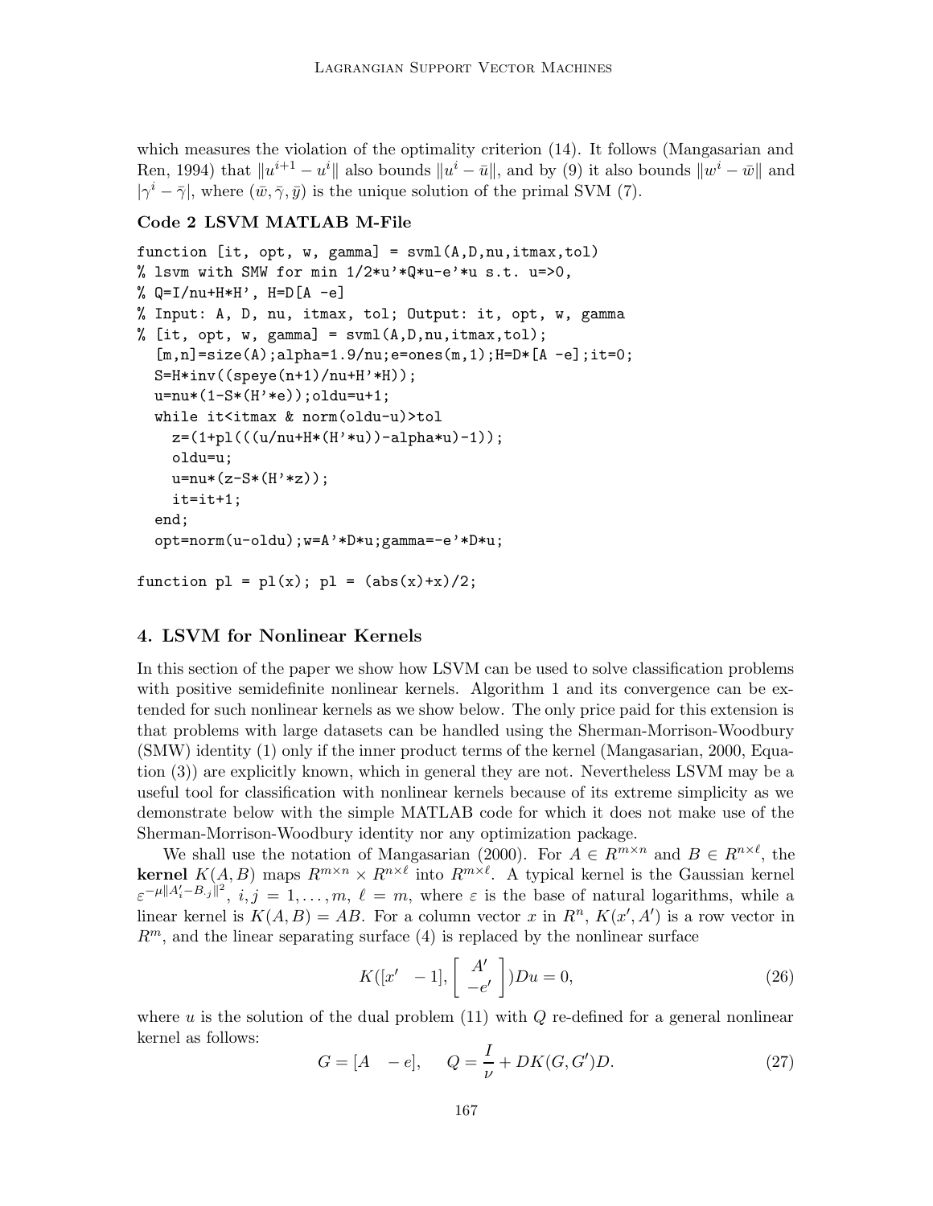which measures the violation of the optimality criterion (14). It follows (Mangasarian and Ren, 1994) that $\|u^{i+1} - u^i\|$ also bounds $\|u^i - \bar{u}\|$, and by (9) it also bounds $\|w^i - \bar{w}\|$ and $|\gamma^i - \bar{\gamma}|$, where $(\bar{w}, \bar{\gamma}, \bar{y})$ is the unique solution of the primal SVM (7).

**Code 2 LSVM MATLAB M-File**

```
function [it, opt, w, gamma] = svml(A,D,nu,itmax,tol)
% lsvm with SMW for min 1/2*u'*Q*u-e'*u s.t. u=>0,
% Q=I/nu+H*H', H=D[A -e]
% Input: A, D, nu, itmax, tol; Output: it, opt, w, gamma
% [it, opt, w, gamma] = svml(A,D,nu,itmax,tol);
  [m,n]=size(A);alpha=1.9/nu;e=ones(m,1);H=D*[A -e];it=0;
  S=H*inv((speye(n+1)/nu+H'*H));
  u=nu*(1-S*(H'*e));oldu=u+1;
  while it<itmax & norm(oldu-u)>tol
    z=(1+pl(((u/nu+H*(H'*u))-alpha*u)-1));
    oldu=u;
    u=nu*(z-S*(H'*z));
    it=it+1;
  end;
  opt=norm(u-oldu);w=A'*D*u;gamma=-e'*D*u;

function pl = pl(x); pl = (abs(x)+x)/2;
```

## 4. LSVM for Nonlinear Kernels

In this section of the paper we show how LSVM can be used to solve classification problems with positive semidefinite nonlinear kernels. Algorithm 1 and its convergence can be extended for such nonlinear kernels as we show below. The only price paid for this extension is that problems with large datasets can be handled using the Sherman-Morrison-Woodbury (SMW) identity (1) only if the inner product terms of the kernel (Mangasarian, 2000, Equation (3)) are explicitly known, which in general they are not. Nevertheless LSVM may be a useful tool for classification with nonlinear kernels because of its extreme simplicity as we demonstrate below with the simple MATLAB code for which it does not make use of the Sherman-Morrison-Woodbury identity nor any optimization package.

We shall use the notation of Mangasarian (2000). For $A \in R^{m\times n}$ and $B \in R^{n\times \ell}$, the **kernel** $K(A, B)$ maps $R^{m\times n} \times R^{n\times \ell}$ into $R^{m\times \ell}$. A typical kernel is the Gaussian kernel $\varepsilon^{-\mu\|A_i' - B_{\cdot j}\|^2}$, $i, j = 1, \ldots, m$, $\ell = m$, where $\varepsilon$ is the base of natural logarithms, while a linear kernel is $K(A, B) = AB$. For a column vector $x$ in $R^n$, $K(x', A')$ is a row vector in $R^m$, and the linear separating surface (4) is replaced by the nonlinear surface

$$K([x' \quad -1], \begin{bmatrix} A' \\ -e' \end{bmatrix})Du = 0, \tag{26}$$

where $u$ is the solution of the dual problem (11) with $Q$ re-defined for a general nonlinear kernel as follows:

$$G = [A \quad -e], \qquad Q = \frac{I}{\nu} + DK(G, G')D. \tag{27}$$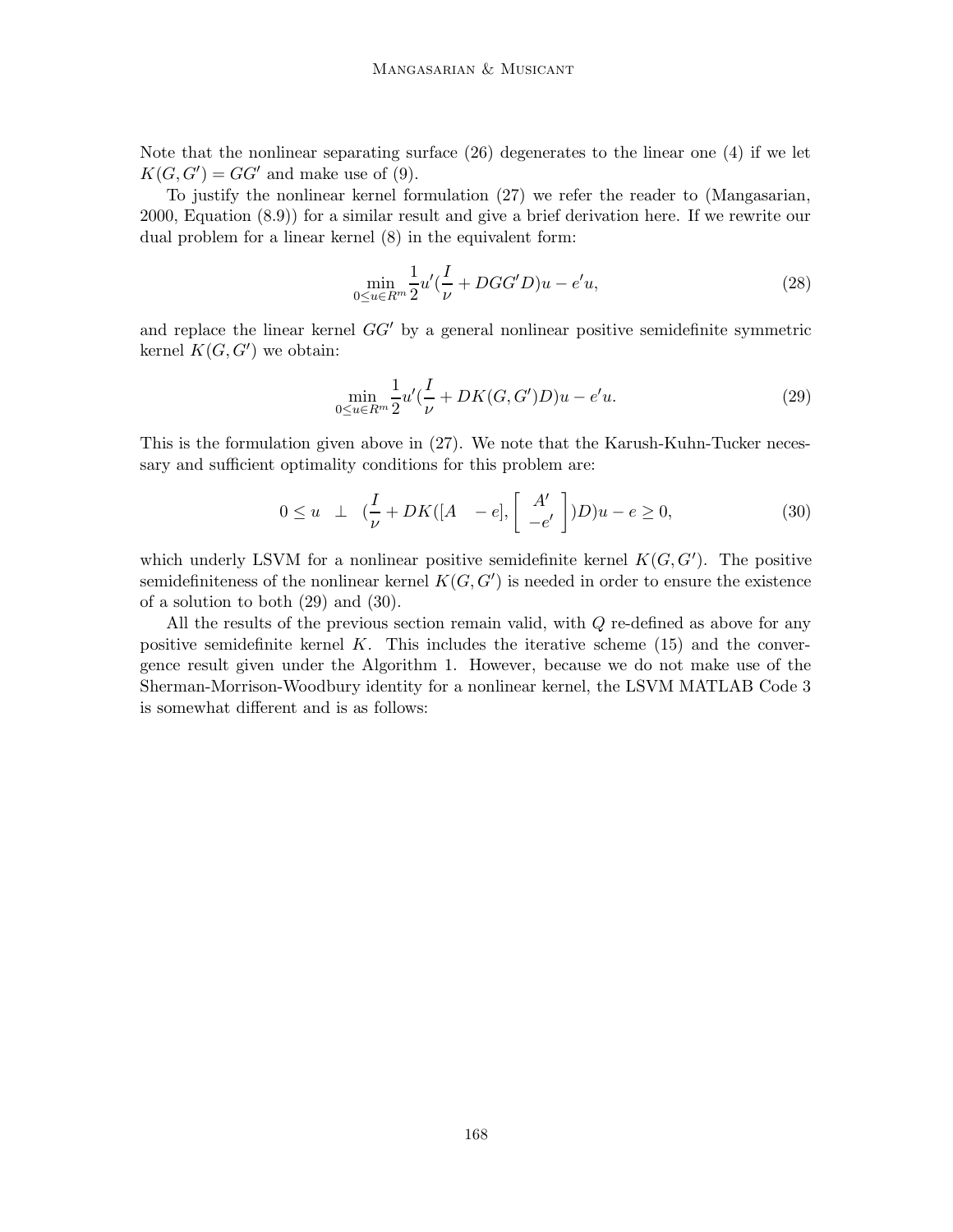Note that the nonlinear separating surface (26) degenerates to the linear one (4) if we let $K(G, G') = GG'$ and make use of (9).

To justify the nonlinear kernel formulation (27) we refer the reader to (Mangasarian, 2000, Equation (8.9)) for a similar result and give a brief derivation here. If we rewrite our dual problem for a linear kernel (8) in the equivalent form:

$$\min_{0 \leq u \in R^m} \frac{1}{2} u' (\frac{I}{\nu} + DGG'D) u - e'u, \tag{28}$$

and replace the linear kernel $GG'$ by a general nonlinear positive semidefinite symmetric kernel $K(G, G')$ we obtain:

$$\min_{0 \leq u \in R^m} \frac{1}{2} u' (\frac{I}{\nu} + DK(G, G')D) u - e'u. \tag{29}$$

This is the formulation given above in (27). We note that the Karush-Kuhn-Tucker necessary and sufficient optimality conditions for this problem are:

$$0 \leq u \quad \perp \quad (\frac{I}{\nu} + DK([A \quad -e], \begin{bmatrix} A' \\ -e' \end{bmatrix})D)u - e \geq 0, \tag{30}$$

which underly LSVM for a nonlinear positive semidefinite kernel $K(G, G')$. The positive semidefiniteness of the nonlinear kernel $K(G, G')$ is needed in order to ensure the existence of a solution to both (29) and (30).

All the results of the previous section remain valid, with $Q$ re-defined as above for any positive semidefinite kernel $K$. This includes the iterative scheme (15) and the convergence result given under the Algorithm 1. However, because we do not make use of the Sherman-Morrison-Woodbury identity for a nonlinear kernel, the LSVM MATLAB Code 3 is somewhat different and is as follows: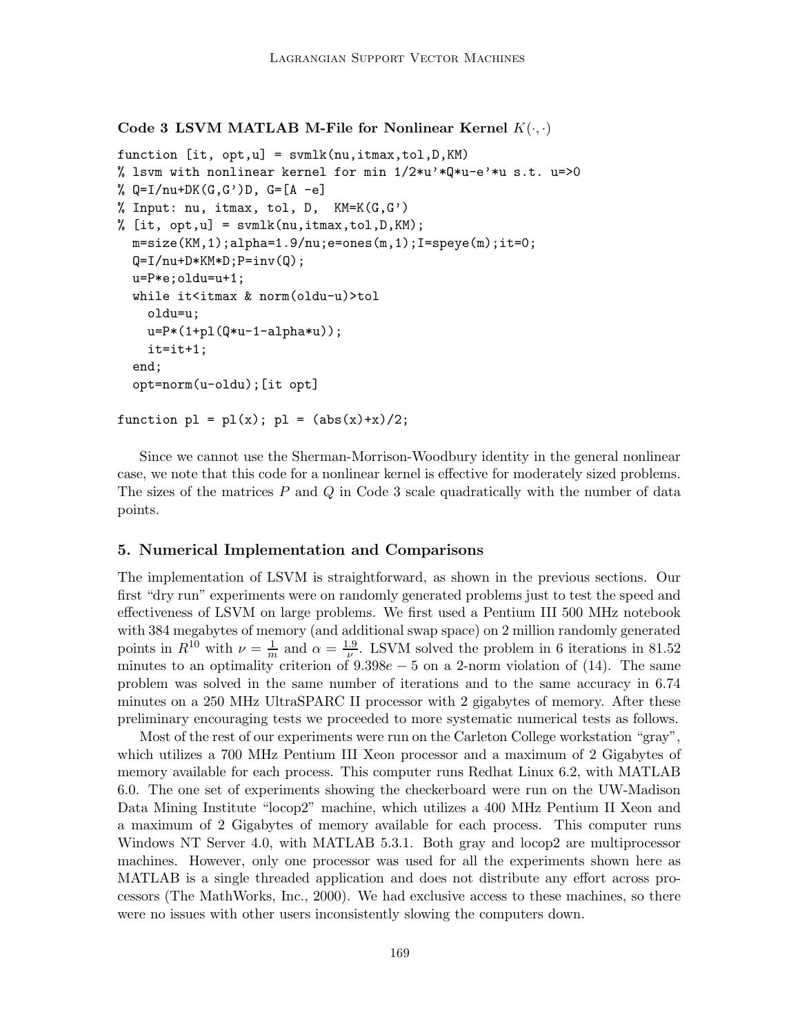**Code 3 LSVM MATLAB M-File for Nonlinear Kernel $K(\cdot,\cdot)$**

```
function [it, opt,u] = svmlk(nu,itmax,tol,D,KM)
% lsvm with nonlinear kernel for min 1/2*u'*Q*u-e'*u s.t. u=>0
% Q=I/nu+DK(G,G')D, G=[A -e]
% Input: nu, itmax, tol, D,  KM=K(G,G')
% [it, opt,u] = svmlk(nu,itmax,tol,D,KM);
  m=size(KM,1);alpha=1.9/nu;e=ones(m,1);I=speye(m);it=0;
  Q=I/nu+D*KM*D;P=inv(Q);
  u=P*e;oldu=u+1;
  while it<itmax & norm(oldu-u)>tol
    oldu=u;
    u=P*(1+pl(Q*u-1-alpha*u));
    it=it+1;
  end;
  opt=norm(u-oldu);[it opt]

function pl = pl(x); pl = (abs(x)+x)/2;
```

Since we cannot use the Sherman-Morrison-Woodbury identity in the general nonlinear case, we note that this code for a nonlinear kernel is effective for moderately sized problems. The sizes of the matrices $P$ and $Q$ in Code 3 scale quadratically with the number of data points.

## 5. Numerical Implementation and Comparisons

The implementation of LSVM is straightforward, as shown in the previous sections. Our first "dry run" experiments were on randomly generated problems just to test the speed and effectiveness of LSVM on large problems. We first used a Pentium III 500 MHz notebook with 384 megabytes of memory (and additional swap space) on 2 million randomly generated points in $R^{10}$ with $\nu = \frac{1}{m}$ and $\alpha = \frac{1.9}{\nu}$. LSVM solved the problem in 6 iterations in 81.52 minutes to an optimality criterion of $9.398e-5$ on a 2-norm violation of (14). The same problem was solved in the same number of iterations and to the same accuracy in 6.74 minutes on a 250 MHz UltraSPARC II processor with 2 gigabytes of memory. After these preliminary encouraging tests we proceeded to more systematic numerical tests as follows.

Most of the rest of our experiments were run on the Carleton College workstation "gray", which utilizes a 700 MHz Pentium III Xeon processor and a maximum of 2 Gigabytes of memory available for each process. This computer runs Redhat Linux 6.2, with MATLAB 6.0. The one set of experiments showing the checkerboard were run on the UW-Madison Data Mining Institute "locop2" machine, which utilizes a 400 MHz Pentium II Xeon and a maximum of 2 Gigabytes of memory available for each process. This computer runs Windows NT Server 4.0, with MATLAB 5.3.1. Both gray and locop2 are multiprocessor machines. However, only one processor was used for all the experiments shown here as MATLAB is a single threaded application and does not distribute any effort across processors (The MathWorks, Inc., 2000). We had exclusive access to these machines, so there were no issues with other users inconsistently slowing the computers down.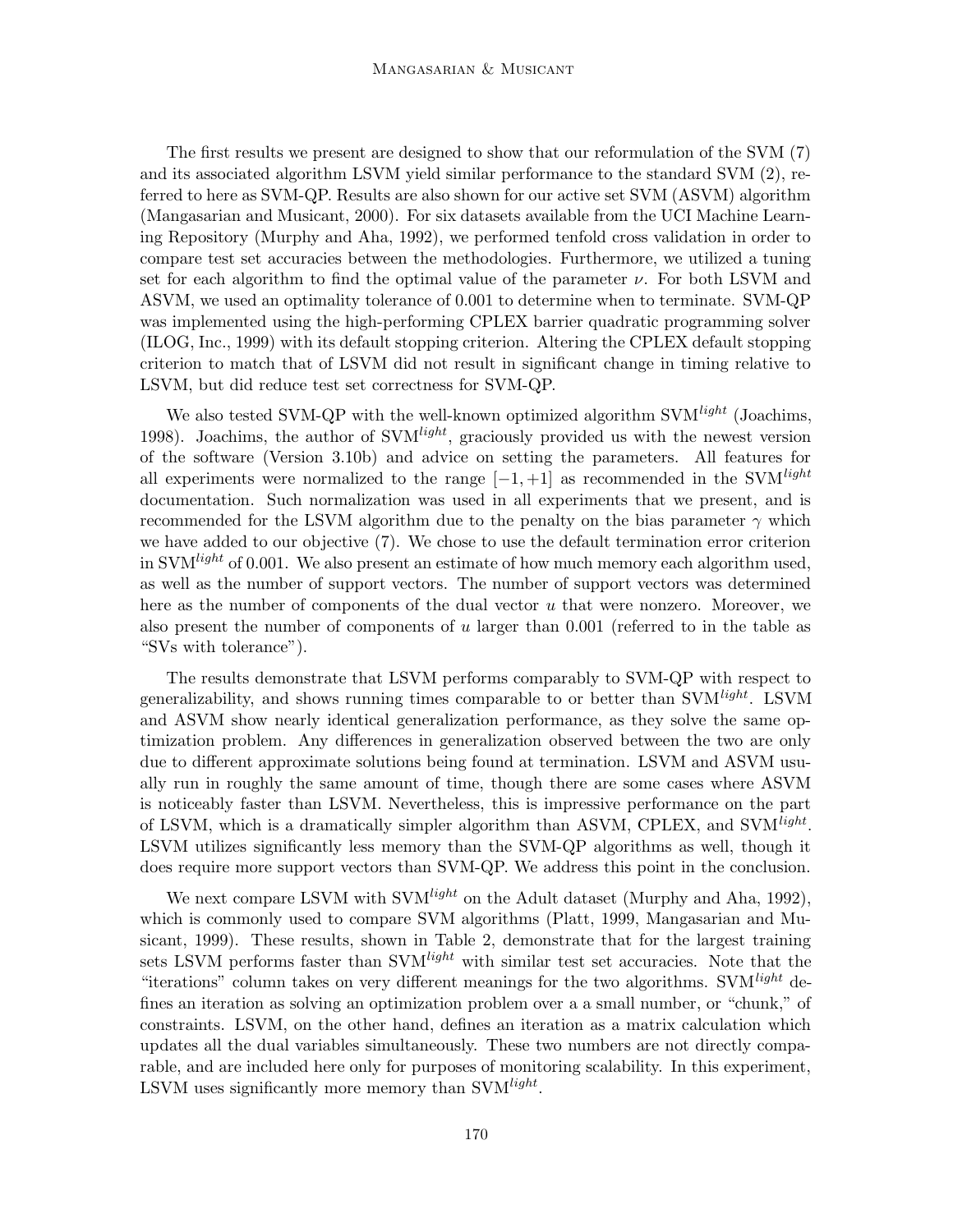The first results we present are designed to show that our reformulation of the SVM (7) and its associated algorithm LSVM yield similar performance to the standard SVM (2), referred to here as SVM-QP. Results are also shown for our active set SVM (ASVM) algorithm (Mangasarian and Musicant, 2000). For six datasets available from the UCI Machine Learning Repository (Murphy and Aha, 1992), we performed tenfold cross validation in order to compare test set accuracies between the methodologies. Furthermore, we utilized a tuning set for each algorithm to find the optimal value of the parameter $\nu$. For both LSVM and ASVM, we used an optimality tolerance of 0.001 to determine when to terminate. SVM-QP was implemented using the high-performing CPLEX barrier quadratic programming solver (ILOG, Inc., 1999) with its default stopping criterion. Altering the CPLEX default stopping criterion to match that of LSVM did not result in significant change in timing relative to LSVM, but did reduce test set correctness for SVM-QP.

We also tested SVM-QP with the well-known optimized algorithm SVM$^{light}$ (Joachims, 1998). Joachims, the author of SVM$^{light}$, graciously provided us with the newest version of the software (Version 3.10b) and advice on setting the parameters. All features for all experiments were normalized to the range $[-1, +1]$ as recommended in the SVM$^{light}$ documentation. Such normalization was used in all experiments that we present, and is recommended for the LSVM algorithm due to the penalty on the bias parameter $\gamma$ which we have added to our objective (7). We chose to use the default termination error criterion in SVM$^{light}$ of 0.001. We also present an estimate of how much memory each algorithm used, as well as the number of support vectors. The number of support vectors was determined here as the number of components of the dual vector $u$ that were nonzero. Moreover, we also present the number of components of $u$ larger than 0.001 (referred to in the table as "SVs with tolerance").

The results demonstrate that LSVM performs comparably to SVM-QP with respect to generalizability, and shows running times comparable to or better than SVM$^{light}$. LSVM and ASVM show nearly identical generalization performance, as they solve the same optimization problem. Any differences in generalization observed between the two are only due to different approximate solutions being found at termination. LSVM and ASVM usually run in roughly the same amount of time, though there are some cases where ASVM is noticeably faster than LSVM. Nevertheless, this is impressive performance on the part of LSVM, which is a dramatically simpler algorithm than ASVM, CPLEX, and SVM$^{light}$. LSVM utilizes significantly less memory than the SVM-QP algorithms as well, though it does require more support vectors than SVM-QP. We address this point in the conclusion.

We next compare LSVM with SVM$^{light}$ on the Adult dataset (Murphy and Aha, 1992), which is commonly used to compare SVM algorithms (Platt, 1999, Mangasarian and Musicant, 1999). These results, shown in Table 2, demonstrate that for the largest training sets LSVM performs faster than SVM$^{light}$ with similar test set accuracies. Note that the "iterations" column takes on very different meanings for the two algorithms. SVM$^{light}$ defines an iteration as solving an optimization problem over a a small number, or "chunk," of constraints. LSVM, on the other hand, defines an iteration as a matrix calculation which updates all the dual variables simultaneously. These two numbers are not directly comparable, and are included here only for purposes of monitoring scalability. In this experiment, LSVM uses significantly more memory than SVM$^{light}$.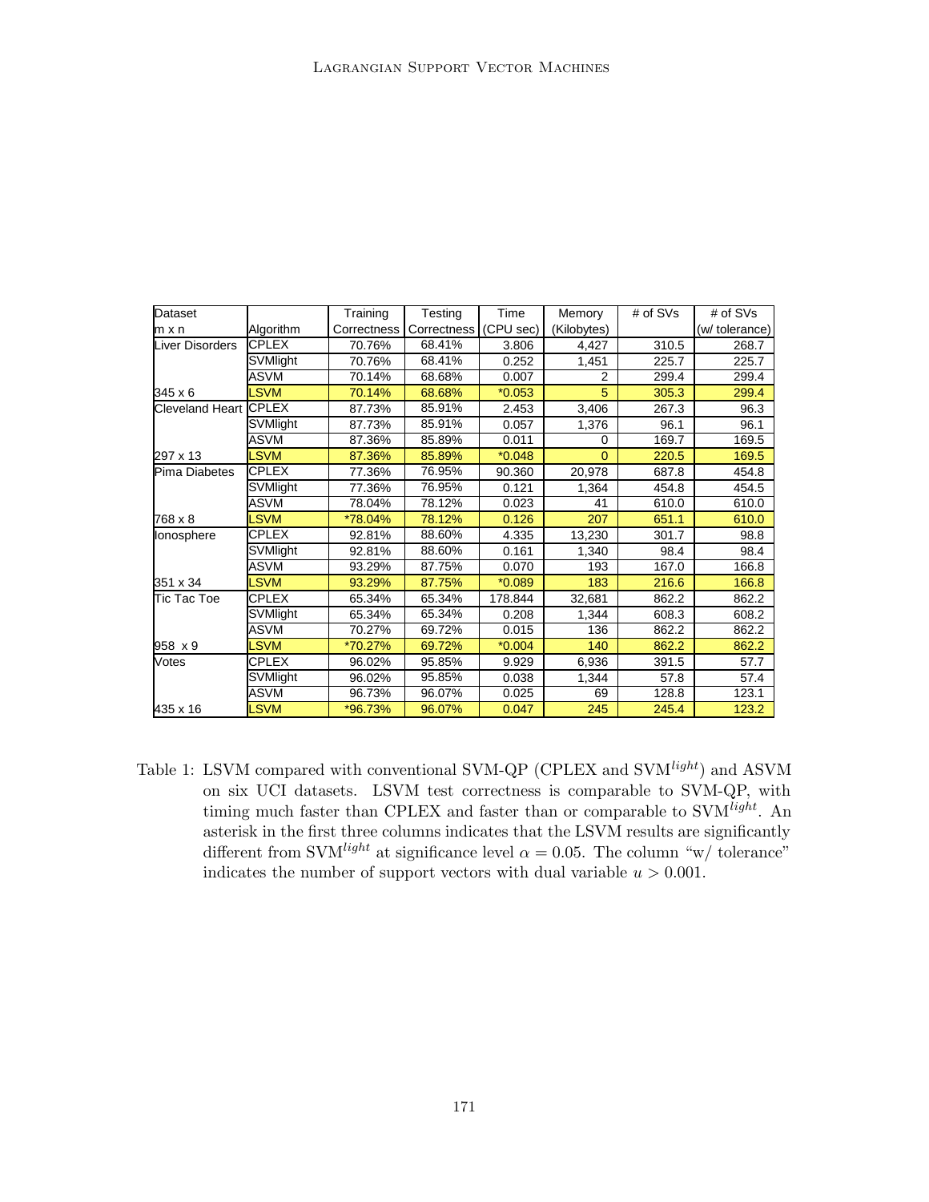| Dataset<br>m x n | Algorithm | Training Correctness | Testing Correctness | Time (CPU sec) | Memory (Kilobytes) | # of SVs | # of SVs (w/ tolerance) |
|---|---|---|---|---|---|---|---|
| Liver Disorders | CPLEX | 70.76% | 68.41% | 3.806 | 4,427 | 310.5 | 268.7 |
| | SVMlight | 70.76% | 68.41% | 0.252 | 1,451 | 225.7 | 225.7 |
| | ASVM | 70.14% | 68.68% | 0.007 | 2 | 299.4 | 299.4 |
| 345 x 6 | LSVM | 70.14% | 68.68% | *0.053 | 5 | 305.3 | 299.4 |
| Cleveland Heart | CPLEX | 87.73% | 85.91% | 2.453 | 3,406 | 267.3 | 96.3 |
| | SVMlight | 87.73% | 85.91% | 0.057 | 1,376 | 96.1 | 96.1 |
| | ASVM | 87.36% | 85.89% | 0.011 | 0 | 169.7 | 169.5 |
| 297 x 13 | LSVM | 87.36% | 85.89% | *0.048 | 0 | 220.5 | 169.5 |
| Pima Diabetes | CPLEX | 77.36% | 76.95% | 90.360 | 20,978 | 687.8 | 454.8 |
| | SVMlight | 77.36% | 76.95% | 0.121 | 1,364 | 454.8 | 454.5 |
| | ASVM | 78.04% | 78.12% | 0.023 | 41 | 610.0 | 610.0 |
| 768 x 8 | LSVM | *78.04% | 78.12% | 0.126 | 207 | 651.1 | 610.0 |
| Ionosphere | CPLEX | 92.81% | 88.60% | 4.335 | 13,230 | 301.7 | 98.8 |
| | SVMlight | 92.81% | 88.60% | 0.161 | 1,340 | 98.4 | 98.4 |
| | ASVM | 93.29% | 87.75% | 0.070 | 193 | 167.0 | 166.8 |
| 351 x 34 | LSVM | 93.29% | 87.75% | *0.089 | 183 | 216.6 | 166.8 |
| Tic Tac Toe | CPLEX | 65.34% | 65.34% | 178.844 | 32,681 | 862.2 | 862.2 |
| | SVMlight | 65.34% | 65.34% | 0.208 | 1,344 | 608.3 | 608.2 |
| | ASVM | 70.27% | 69.72% | 0.015 | 136 | 862.2 | 862.2 |
| 958 x 9 | LSVM | *70.27% | 69.72% | *0.004 | 140 | 862.2 | 862.2 |
| Votes | CPLEX | 96.02% | 95.85% | 9.929 | 6,936 | 391.5 | 57.7 |
| | SVMlight | 96.02% | 95.85% | 0.038 | 1,344 | 57.8 | 57.4 |
| | ASVM | 96.73% | 96.07% | 0.025 | 69 | 128.8 | 123.1 |
| 435 x 16 | LSVM | *96.73% | 96.07% | 0.047 | 245 | 245.4 | 123.2 |

Table 1: LSVM compared with conventional SVM-QP (CPLEX and SVM$^{light}$) and ASVM on six UCI datasets. LSVM test correctness is comparable to SVM-QP, with timing much faster than CPLEX and faster than or comparable to SVM$^{light}$. An asterisk in the first three columns indicates that the LSVM results are significantly different from SVM$^{light}$ at significance level $\alpha = 0.05$. The column "w/ tolerance" indicates the number of support vectors with dual variable $u > 0.001$.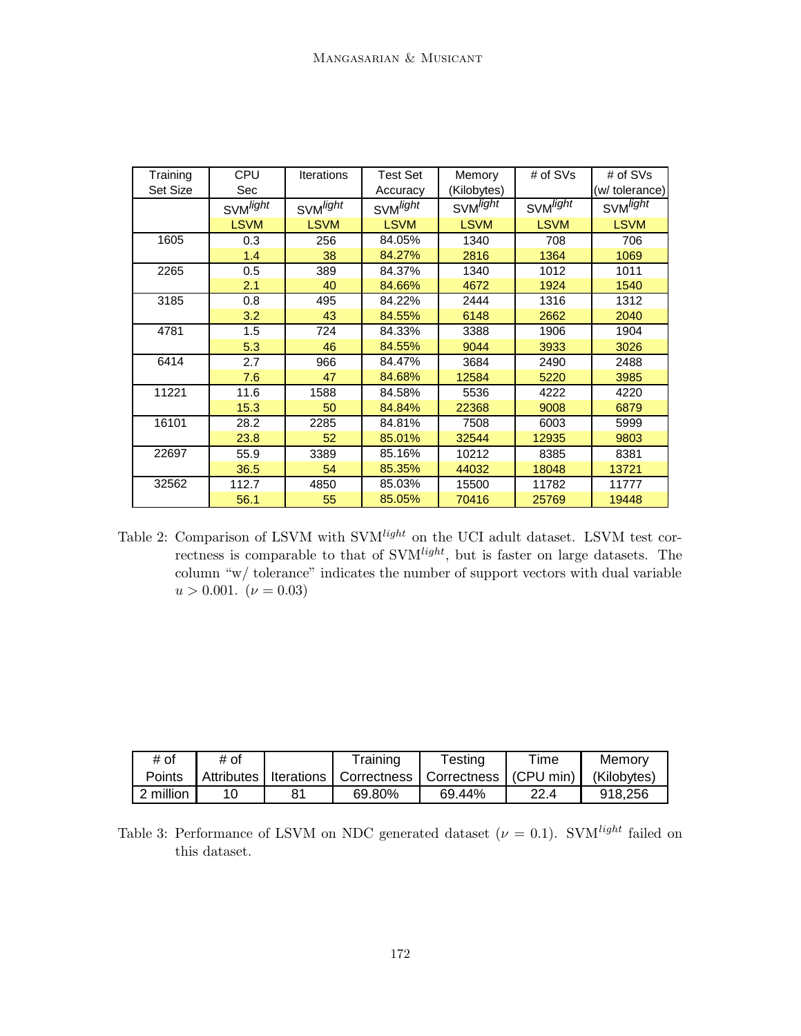| Training Set Size | CPU Sec | Iterations | Test Set Accuracy | Memory (Kilobytes) | # of SVs | # of SVs (w/ tolerance) |
|---|---|---|---|---|---|---|
| | SVM$^{light}$ | SVM$^{light}$ | SVM$^{light}$ | SVM$^{light}$ | SVM$^{light}$ | SVM$^{light}$ |
| | LSVM | LSVM | LSVM | LSVM | LSVM | LSVM |
| 1605 | 0.3 | 256 | 84.05% | 1340 | 708 | 706 |
| | 1.4 | 38 | 84.27% | 2816 | 1364 | 1069 |
| 2265 | 0.5 | 389 | 84.37% | 1340 | 1012 | 1011 |
| | 2.1 | 40 | 84.66% | 4672 | 1924 | 1540 |
| 3185 | 0.8 | 495 | 84.22% | 2444 | 1316 | 1312 |
| | 3.2 | 43 | 84.55% | 6148 | 2662 | 2040 |
| 4781 | 1.5 | 724 | 84.33% | 3388 | 1906 | 1904 |
| | 5.3 | 46 | 84.55% | 9044 | 3933 | 3026 |
| 6414 | 2.7 | 966 | 84.47% | 3684 | 2490 | 2488 |
| | 7.6 | 47 | 84.68% | 12584 | 5220 | 3985 |
| 11221 | 11.6 | 1588 | 84.58% | 5536 | 4222 | 4220 |
| | 15.3 | 50 | 84.84% | 22368 | 9008 | 6879 |
| 16101 | 28.2 | 2285 | 84.81% | 7508 | 6003 | 5999 |
| | 23.8 | 52 | 85.01% | 32544 | 12935 | 9803 |
| 22697 | 55.9 | 3389 | 85.16% | 10212 | 8385 | 8381 |
| | 36.5 | 54 | 85.35% | 44032 | 18048 | 13721 |
| 32562 | 112.7 | 4850 | 85.03% | 15500 | 11782 | 11777 |
| | 56.1 | 55 | 85.05% | 70416 | 25769 | 19448 |

Table 2: Comparison of LSVM with SVM$^{light}$ on the UCI adult dataset. LSVM test correctness is comparable to that of SVM$^{light}$, but is faster on large datasets. The column "w/ tolerance" indicates the number of support vectors with dual variable $u > 0.001$. ($\nu = 0.03$)

| # of Points | # of Attributes | Iterations | Training Correctness | Testing Correctness | Time (CPU min) | Memory (Kilobytes) |
|---|---|---|---|---|---|---|
| 2 million | 10 | 81 | 69.80% | 69.44% | 22.4 | 918,256 |

Table 3: Performance of LSVM on NDC generated dataset ($\nu = 0.1$). SVM$^{light}$ failed on this dataset.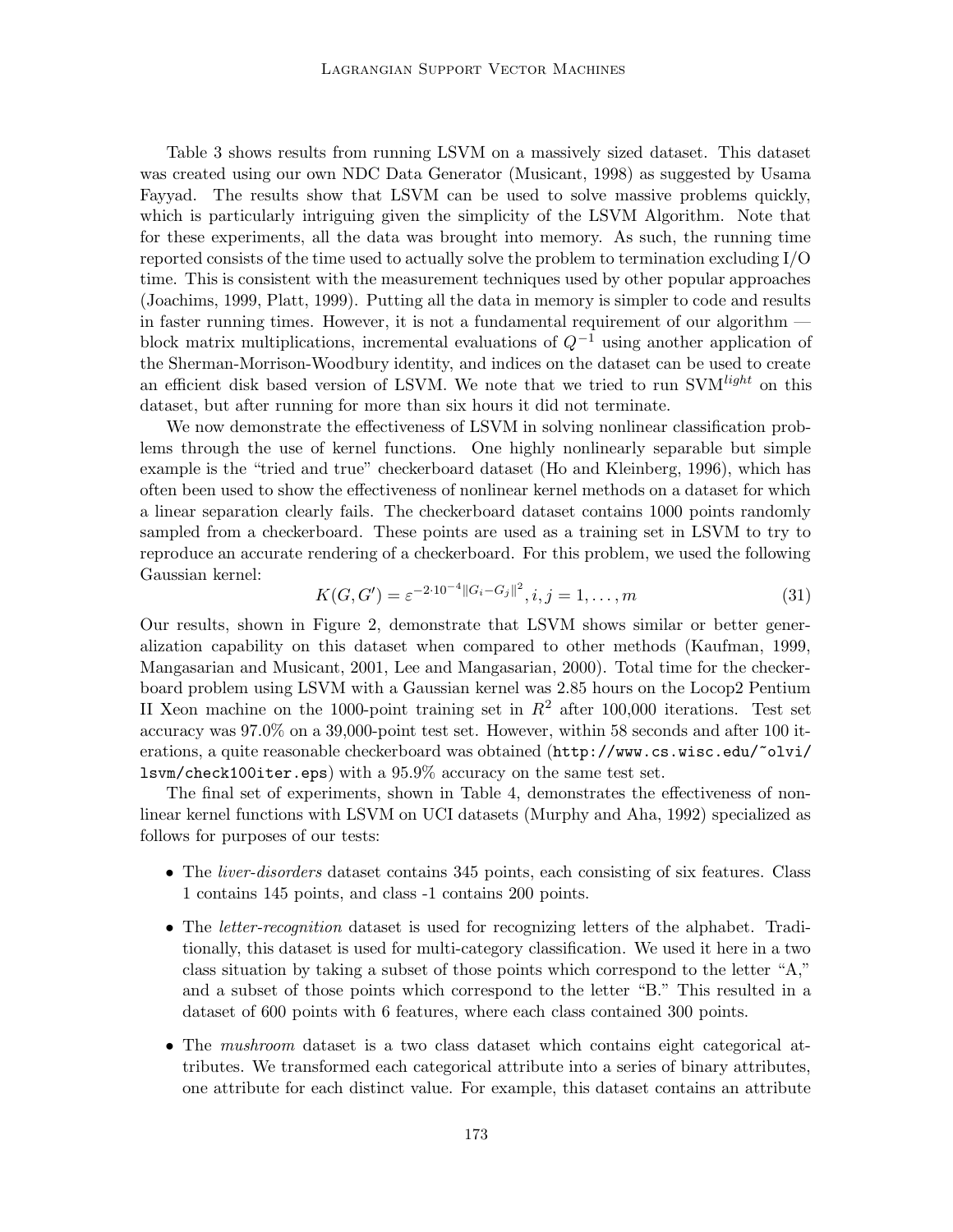Table 3 shows results from running LSVM on a massively sized dataset. This dataset was created using our own NDC Data Generator (Musicant, 1998) as suggested by Usama Fayyad. The results show that LSVM can be used to solve massive problems quickly, which is particularly intriguing given the simplicity of the LSVM Algorithm. Note that for these experiments, all the data was brought into memory. As such, the running time reported consists of the time used to actually solve the problem to termination excluding I/O time. This is consistent with the measurement techniques used by other popular approaches (Joachims, 1999, Platt, 1999). Putting all the data in memory is simpler to code and results in faster running times. However, it is not a fundamental requirement of our algorithm — block matrix multiplications, incremental evaluations of $Q^{-1}$ using another application of the Sherman-Morrison-Woodbury identity, and indices on the dataset can be used to create an efficient disk based version of LSVM. We note that we tried to run SVM$^{light}$ on this dataset, but after running for more than six hours it did not terminate.

We now demonstrate the effectiveness of LSVM in solving nonlinear classification problems through the use of kernel functions. One highly nonlinearly separable but simple example is the "tried and true" checkerboard dataset (Ho and Kleinberg, 1996), which has often been used to show the effectiveness of nonlinear kernel methods on a dataset for which a linear separation clearly fails. The checkerboard dataset contains 1000 points randomly sampled from a checkerboard. These points are used as a training set in LSVM to try to reproduce an accurate rendering of a checkerboard. For this problem, we used the following Gaussian kernel:

$$K(G, G') = \varepsilon^{-2\cdot 10^{-4}\|G_i - G_j\|^2}, i, j = 1, \ldots, m \tag{31}$$

Our results, shown in Figure 2, demonstrate that LSVM shows similar or better generalization capability on this dataset when compared to other methods (Kaufman, 1999, Mangasarian and Musicant, 2001, Lee and Mangasarian, 2000). Total time for the checkerboard problem using LSVM with a Gaussian kernel was 2.85 hours on the Locop2 Pentium II Xeon machine on the 1000-point training set in $R^2$ after 100,000 iterations. Test set accuracy was 97.0% on a 39,000-point test set. However, within 58 seconds and after 100 iterations, a quite reasonable checkerboard was obtained (`http://www.cs.wisc.edu/~olvi/lsvm/check100iter.eps`) with a 95.9% accuracy on the same test set.

The final set of experiments, shown in Table 4, demonstrates the effectiveness of nonlinear kernel functions with LSVM on UCI datasets (Murphy and Aha, 1992) specialized as follows for purposes of our tests:

- The *liver-disorders* dataset contains 345 points, each consisting of six features. Class 1 contains 145 points, and class -1 contains 200 points.
- The *letter-recognition* dataset is used for recognizing letters of the alphabet. Traditionally, this dataset is used for multi-category classification. We used it here in a two class situation by taking a subset of those points which correspond to the letter "A," and a subset of those points which correspond to the letter "B." This resulted in a dataset of 600 points with 6 features, where each class contained 300 points.
- The *mushroom* dataset is a two class dataset which contains eight categorical attributes. We transformed each categorical attribute into a series of binary attributes, one attribute for each distinct value. For example, this dataset contains an attribute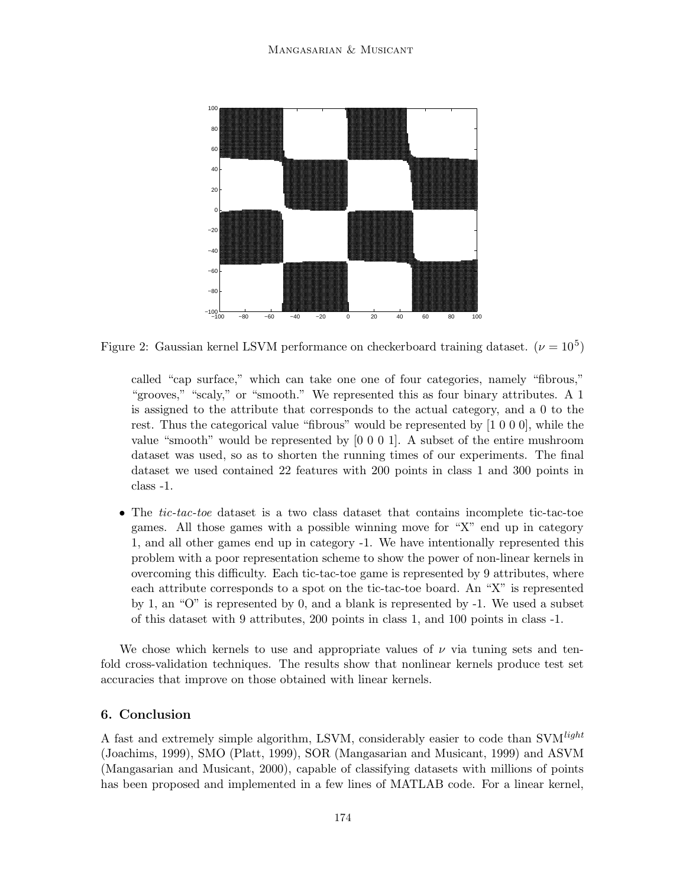Figure 2: Gaussian kernel LSVM performance on checkerboard training dataset. ($\nu = 10^5$)

called "cap surface," which can take one one of four categories, namely "fibrous," "grooves," "scaly," or "smooth." We represented this as four binary attributes. A 1 is assigned to the attribute that corresponds to the actual category, and a 0 to the rest. Thus the categorical value "fibrous" would be represented by [1 0 0 0], while the value "smooth" would be represented by [0 0 0 1]. A subset of the entire mushroom dataset was used, so as to shorten the running times of our experiments. The final dataset we used contained 22 features with 200 points in class 1 and 300 points in class -1.

- The *tic-tac-toe* dataset is a two class dataset that contains incomplete tic-tac-toe games. All those games with a possible winning move for "X" end up in category 1, and all other games end up in category -1. We have intentionally represented this problem with a poor representation scheme to show the power of non-linear kernels in overcoming this difficulty. Each tic-tac-toe game is represented by 9 attributes, where each attribute corresponds to a spot on the tic-tac-toe board. An "X" is represented by 1, an "O" is represented by 0, and a blank is represented by -1. We used a subset of this dataset with 9 attributes, 200 points in class 1, and 100 points in class -1.

We chose which kernels to use and appropriate values of $\nu$ via tuning sets and ten-fold cross-validation techniques. The results show that nonlinear kernels produce test set accuracies that improve on those obtained with linear kernels.

## 6. Conclusion

A fast and extremely simple algorithm, LSVM, considerably easier to code than SVM$^{light}$ (Joachims, 1999), SMO (Platt, 1999), SOR (Mangasarian and Musicant, 1999) and ASVM (Mangasarian and Musicant, 2000), capable of classifying datasets with millions of points has been proposed and implemented in a few lines of MATLAB code. For a linear kernel,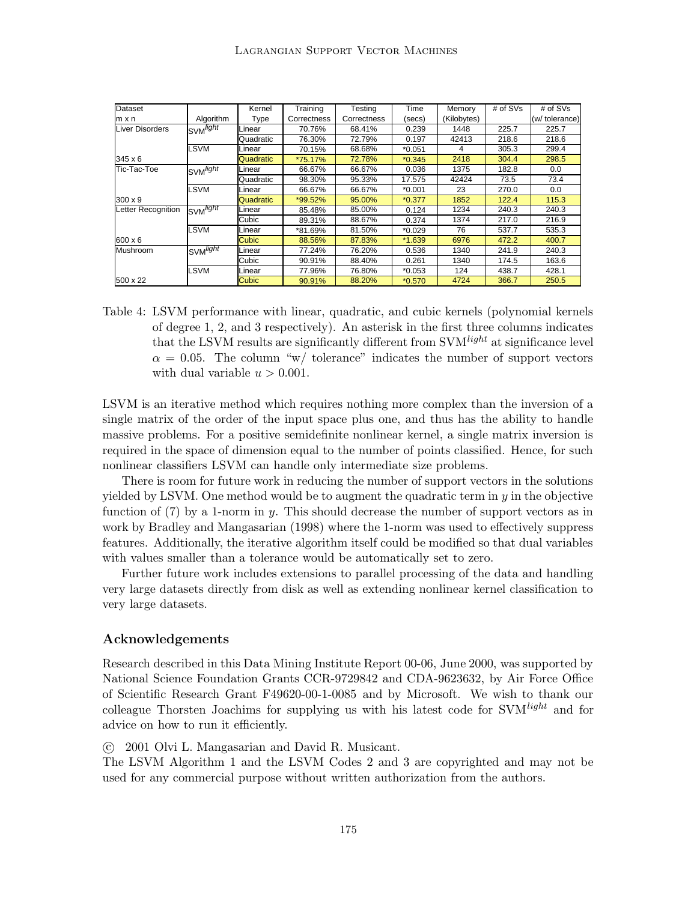| Dataset<br>m x n | Algorithm | Kernel Type | Training Correctness | Testing Correctness | Time (secs) | Memory (Kilobytes) | # of SVs | # of SVs (w/ tolerance) |
|---|---|---|---|---|---|---|---|---|
| Liver Disorders | SVM$^{light}$ | Linear | 70.76% | 68.41% | 0.239 | 1448 | 225.7 | 225.7 |
| | | Quadratic | 76.30% | 72.79% | 0.197 | 42413 | 218.6 | 218.6 |
| | LSVM | Linear | 70.15% | 68.68% | *0.051 | 4 | 305.3 | 299.4 |
| 345 x 6 | | Quadratic | *75.17% | 72.78% | *0.345 | 2418 | 304.4 | 298.5 |
| Tic-Tac-Toe | SVM$^{light}$ | Linear | 66.67% | 66.67% | 0.036 | 1375 | 182.8 | 0.0 |
| | | Quadratic | 98.30% | 95.33% | 17.575 | 42424 | 73.5 | 73.4 |
| | LSVM | Linear | 66.67% | 66.67% | *0.001 | 23 | 270.0 | 0.0 |
| 300 x 9 | | Quadratic | *99.52% | 95.00% | *0.377 | 1852 | 122.4 | 115.3 |
| Letter Recognition | SVM$^{light}$ | Linear | 85.48% | 85.00% | 0.124 | 1234 | 240.3 | 240.3 |
| | | Cubic | 89.31% | 88.67% | 0.374 | 1374 | 217.0 | 216.9 |
| | LSVM | Linear | *81.69% | 81.50% | *0.029 | 76 | 537.7 | 535.3 |
| 600 x 6 | | Cubic | 88.56% | 87.83% | *1.639 | 6976 | 472.2 | 400.7 |
| Mushroom | SVM$^{light}$ | Linear | 77.24% | 76.20% | 0.536 | 1340 | 241.9 | 240.3 |
| | | Cubic | 90.91% | 88.40% | 0.261 | 1340 | 174.5 | 163.6 |
| | LSVM | Linear | 77.96% | 76.80% | *0.053 | 124 | 438.7 | 428.1 |
| 500 x 22 | | Cubic | 90.91% | 88.20% | *0.570 | 4724 | 366.7 | 250.5 |

Table 4: LSVM performance with linear, quadratic, and cubic kernels (polynomial kernels of degree 1, 2, and 3 respectively). An asterisk in the first three columns indicates that the LSVM results are significantly different from SVM$^{light}$ at significance level $\alpha = 0.05$. The column "w/ tolerance" indicates the number of support vectors with dual variable $u > 0.001$.

LSVM is an iterative method which requires nothing more complex than the inversion of a single matrix of the order of the input space plus one, and thus has the ability to handle massive problems. For a positive semidefinite nonlinear kernel, a single matrix inversion is required in the space of dimension equal to the number of points classified. Hence, for such nonlinear classifiers LSVM can handle only intermediate size problems.

There is room for future work in reducing the number of support vectors in the solutions yielded by LSVM. One method would be to augment the quadratic term in $y$ in the objective function of (7) by a 1-norm in $y$. This should decrease the number of support vectors as in work by Bradley and Mangasarian (1998) where the 1-norm was used to effectively suppress features. Additionally, the iterative algorithm itself could be modified so that dual variables with values smaller than a tolerance would be automatically set to zero.

Further future work includes extensions to parallel processing of the data and handling very large datasets directly from disk as well as extending nonlinear kernel classification to very large datasets.

## Acknowledgements

Research described in this Data Mining Institute Report 00-06, June 2000, was supported by National Science Foundation Grants CCR-9729842 and CDA-9623632, by Air Force Office of Scientific Research Grant F49620-00-1-0085 and by Microsoft. We wish to thank our colleague Thorsten Joachims for supplying us with his latest code for SVM$^{light}$ and for advice on how to run it efficiently.

© 2001 Olvi L. Mangasarian and David R. Musicant.
The LSVM Algorithm 1 and the LSVM Codes 2 and 3 are copyrighted and may not be used for any commercial purpose without written authorization from the authors.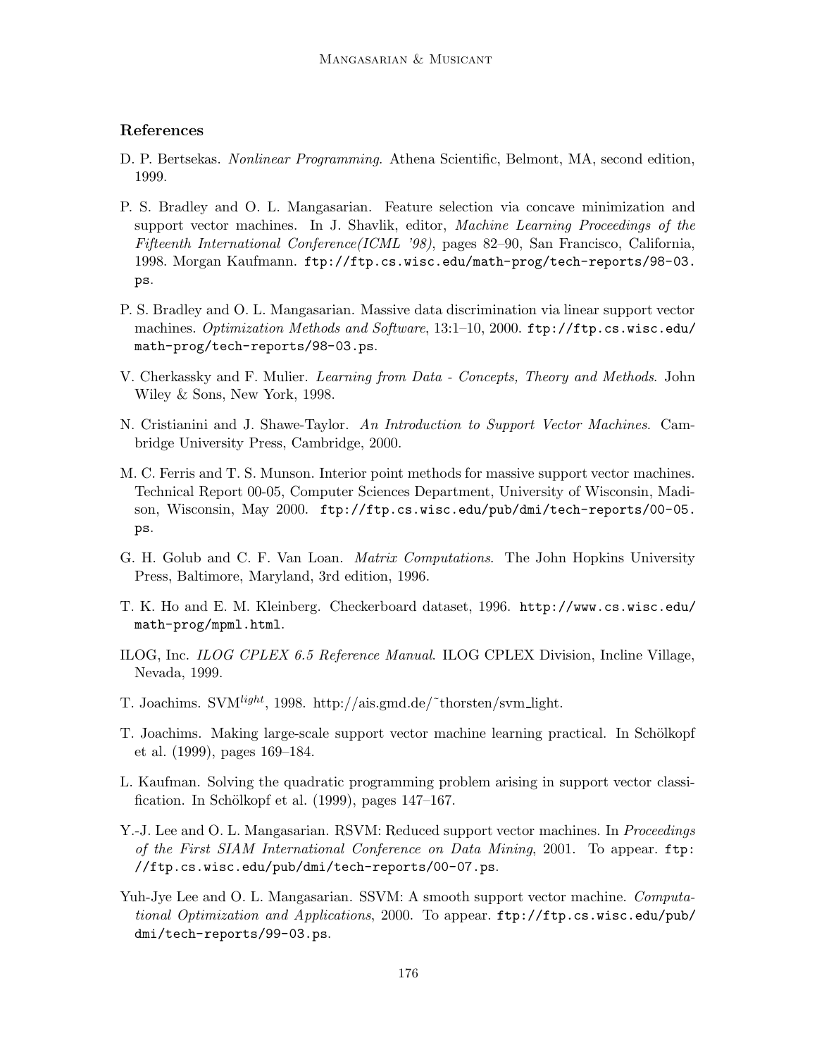## References

D. P. Bertsekas. *Nonlinear Programming*. Athena Scientific, Belmont, MA, second edition, 1999.

P. S. Bradley and O. L. Mangasarian. Feature selection via concave minimization and support vector machines. In J. Shavlik, editor, *Machine Learning Proceedings of the Fifteenth International Conference(ICML '98)*, pages 82–90, San Francisco, California, 1998. Morgan Kaufmann. `ftp://ftp.cs.wisc.edu/math-prog/tech-reports/98-03.ps`.

P. S. Bradley and O. L. Mangasarian. Massive data discrimination via linear support vector machines. *Optimization Methods and Software*, 13:1–10, 2000. `ftp://ftp.cs.wisc.edu/math-prog/tech-reports/98-03.ps`.

V. Cherkassky and F. Mulier. *Learning from Data - Concepts, Theory and Methods*. John Wiley & Sons, New York, 1998.

N. Cristianini and J. Shawe-Taylor. *An Introduction to Support Vector Machines*. Cambridge University Press, Cambridge, 2000.

M. C. Ferris and T. S. Munson. Interior point methods for massive support vector machines. Technical Report 00-05, Computer Sciences Department, University of Wisconsin, Madison, Wisconsin, May 2000. `ftp://ftp.cs.wisc.edu/pub/dmi/tech-reports/00-05.ps`.

G. H. Golub and C. F. Van Loan. *Matrix Computations*. The John Hopkins University Press, Baltimore, Maryland, 3rd edition, 1996.

T. K. Ho and E. M. Kleinberg. Checkerboard dataset, 1996. `http://www.cs.wisc.edu/math-prog/mpml.html`.

ILOG, Inc. *ILOG CPLEX 6.5 Reference Manual*. ILOG CPLEX Division, Incline Village, Nevada, 1999.

T. Joachims. SVM$^{light}$, 1998. http://ais.gmd.de/~thorsten/svm_light.

T. Joachims. Making large-scale support vector machine learning practical. In Schölkopf et al. (1999), pages 169–184.

L. Kaufman. Solving the quadratic programming problem arising in support vector classification. In Schölkopf et al. (1999), pages 147–167.

Y.-J. Lee and O. L. Mangasarian. RSVM: Reduced support vector machines. In *Proceedings of the First SIAM International Conference on Data Mining*, 2001. To appear. `ftp://ftp.cs.wisc.edu/pub/dmi/tech-reports/00-07.ps`.

Yuh-Jye Lee and O. L. Mangasarian. SSVM: A smooth support vector machine. *Computational Optimization and Applications*, 2000. To appear. `ftp://ftp.cs.wisc.edu/pub/dmi/tech-reports/99-03.ps`.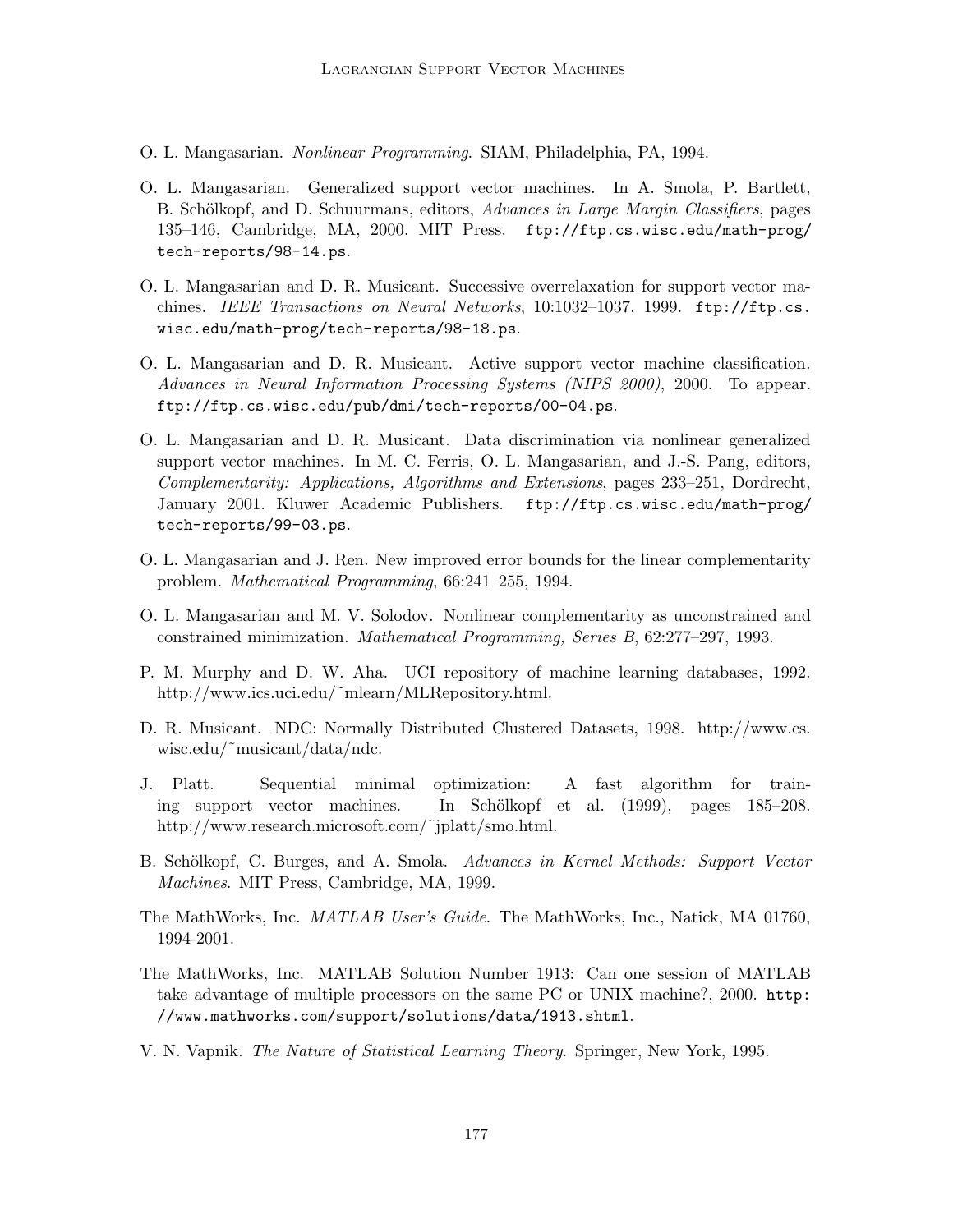O. L. Mangasarian. *Nonlinear Programming*. SIAM, Philadelphia, PA, 1994.

O. L. Mangasarian. Generalized support vector machines. In A. Smola, P. Bartlett, B. Schölkopf, and D. Schuurmans, editors, *Advances in Large Margin Classifiers*, pages 135–146, Cambridge, MA, 2000. MIT Press. `ftp://ftp.cs.wisc.edu/math-prog/tech-reports/98-14.ps`.

O. L. Mangasarian and D. R. Musicant. Successive overrelaxation for support vector machines. *IEEE Transactions on Neural Networks*, 10:1032–1037, 1999. `ftp://ftp.cs.wisc.edu/math-prog/tech-reports/98-18.ps`.

O. L. Mangasarian and D. R. Musicant. Active support vector machine classification. *Advances in Neural Information Processing Systems (NIPS 2000)*, 2000. To appear. `ftp://ftp.cs.wisc.edu/pub/dmi/tech-reports/00-04.ps`.

O. L. Mangasarian and D. R. Musicant. Data discrimination via nonlinear generalized support vector machines. In M. C. Ferris, O. L. Mangasarian, and J.-S. Pang, editors, *Complementarity: Applications, Algorithms and Extensions*, pages 233–251, Dordrecht, January 2001. Kluwer Academic Publishers. `ftp://ftp.cs.wisc.edu/math-prog/tech-reports/99-03.ps`.

O. L. Mangasarian and J. Ren. New improved error bounds for the linear complementarity problem. *Mathematical Programming*, 66:241–255, 1994.

O. L. Mangasarian and M. V. Solodov. Nonlinear complementarity as unconstrained and constrained minimization. *Mathematical Programming, Series B*, 62:277–297, 1993.

P. M. Murphy and D. W. Aha. UCI repository of machine learning databases, 1992. http://www.ics.uci.edu/~mlearn/MLRepository.html.

D. R. Musicant. NDC: Normally Distributed Clustered Datasets, 1998. http://www.cs.wisc.edu/~musicant/data/ndc.

J. Platt. Sequential minimal optimization: A fast algorithm for training support vector machines. In Schölkopf et al. (1999), pages 185–208. http://www.research.microsoft.com/~jplatt/smo.html.

B. Schölkopf, C. Burges, and A. Smola. *Advances in Kernel Methods: Support Vector Machines*. MIT Press, Cambridge, MA, 1999.

The MathWorks, Inc. *MATLAB User's Guide*. The MathWorks, Inc., Natick, MA 01760, 1994-2001.

The MathWorks, Inc. MATLAB Solution Number 1913: Can one session of MATLAB take advantage of multiple processors on the same PC or UNIX machine?, 2000. `http://www.mathworks.com/support/solutions/data/1913.shtml`.

V. N. Vapnik. *The Nature of Statistical Learning Theory*. Springer, New York, 1995.